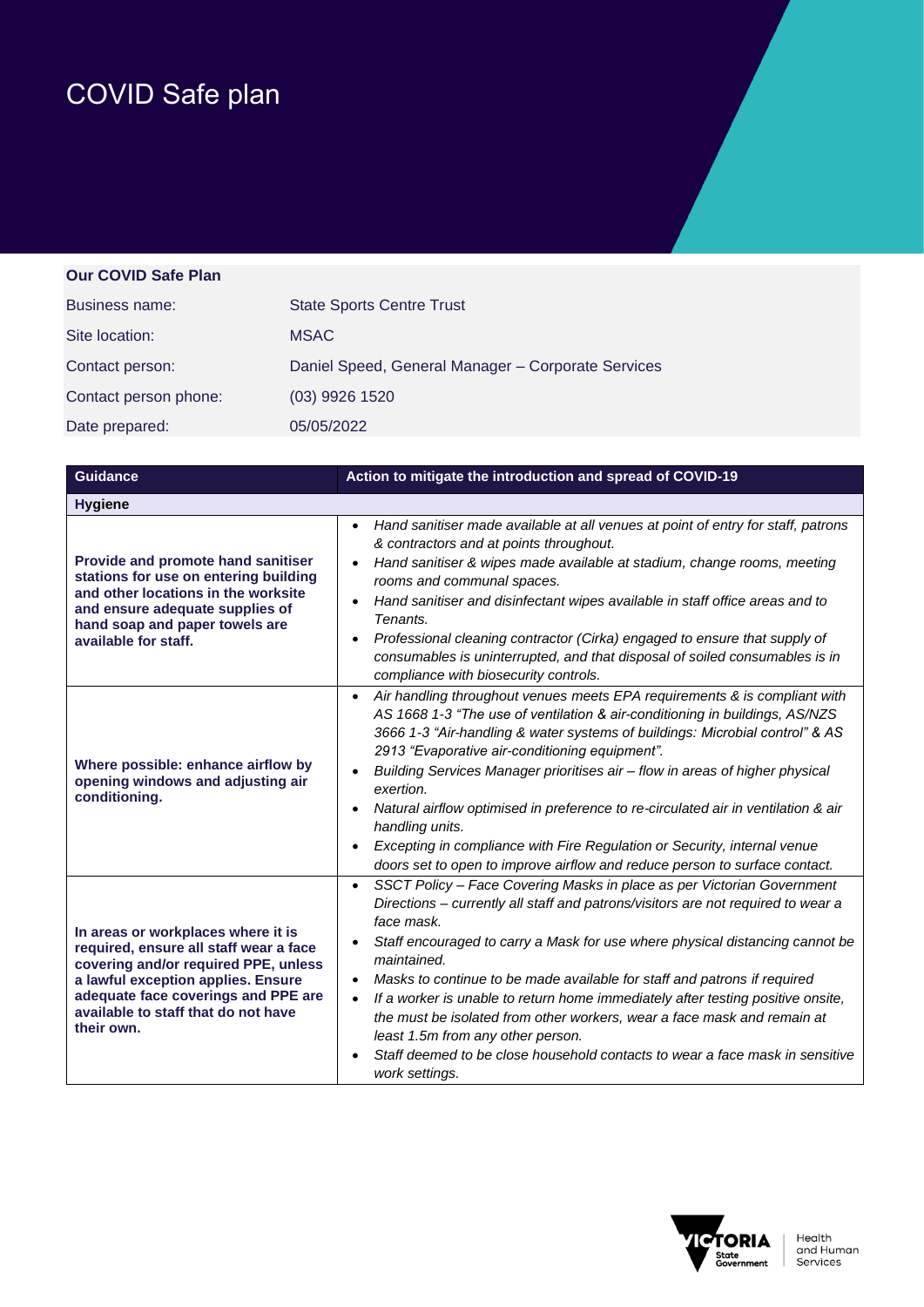# COVID Safe plan

| **Our COVID Safe Plan** | |
|---|---|
| Business name: | State Sports Centre Trust |
| Site location: | MSAC |
| Contact person: | Daniel Speed, General Manager – Corporate Services |
| Contact person phone: | (03) 9926 1520 |
| Date prepared: | 05/05/2022 |

| Guidance | Action to mitigate the introduction and spread of COVID-19 |
|---|---|
| **Hygiene** | |
| **Provide and promote hand sanitiser stations for use on entering building and other locations in the worksite and ensure adequate supplies of hand soap and paper towels are available for staff.** | • *Hand sanitiser made available at all venues at point of entry for staff, patrons & contractors and at points throughout.*<br>• *Hand sanitiser & wipes made available at stadium, change rooms, meeting rooms and communal spaces.*<br>• *Hand sanitiser and disinfectant wipes available in staff office areas and to Tenants.*<br>• *Professional cleaning contractor (Cirka) engaged to ensure that supply of consumables is uninterrupted, and that disposal of soiled consumables is in compliance with biosecurity controls.* |
| **Where possible: enhance airflow by opening windows and adjusting air conditioning.** | • *Air handling throughout venues meets EPA requirements & is compliant with AS 1668 1-3 "The use of ventilation & air-conditioning in buildings, AS/NZS 3666 1-3 "Air-handling & water systems of buildings: Microbial control" & AS 2913 "Evaporative air-conditioning equipment".*<br>• *Building Services Manager prioritises air – flow in areas of higher physical exertion.*<br>• *Natural airflow optimised in preference to re-circulated air in ventilation & air handling units.*<br>• *Excepting in compliance with Fire Regulation or Security, internal venue doors set to open to improve airflow and reduce person to surface contact.* |
| **In areas or workplaces where it is required, ensure all staff wear a face covering and/or required PPE, unless a lawful exception applies. Ensure adequate face coverings and PPE are available to staff that do not have their own.** | • *SSCT Policy – Face Covering Masks in place as per Victorian Government Directions – currently all staff and patrons/visitors are not required to wear a face mask.*<br>• *Staff encouraged to carry a Mask for use where physical distancing cannot be maintained.*<br>• *Masks to continue to be made available for staff and patrons if required*<br>• *If a worker is unable to return home immediately after testing positive onsite, the must be isolated from other workers, wear a face mask and remain at least 1.5m from any other person.*<br>• *Staff deemed to be close household contacts to wear a face mask in sensitive work settings.* |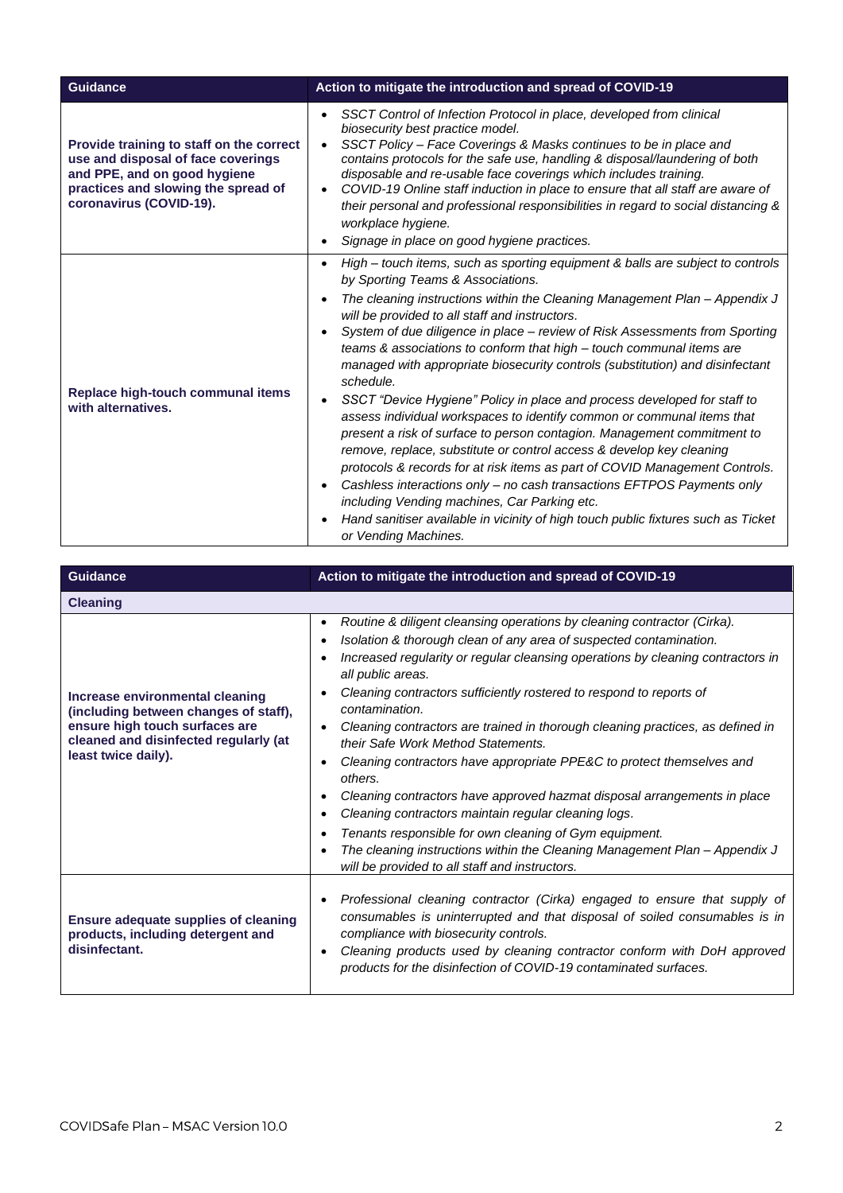| Guidance | Action to mitigate the introduction and spread of COVID-19 |
|---|---|
| **Provide training to staff on the correct use and disposal of face coverings and PPE, and on good hygiene practices and slowing the spread of coronavirus (COVID-19).** | • *SSCT Control of Infection Protocol in place, developed from clinical biosecurity best practice model.*<br>• *SSCT Policy – Face Coverings & Masks continues to be in place and contains protocols for the safe use, handling & disposal/laundering of both disposable and re-usable face coverings which includes training.*<br>• *COVID-19 Online staff induction in place to ensure that all staff are aware of their personal and professional responsibilities in regard to social distancing & workplace hygiene.*<br>• *Signage in place on good hygiene practices.* |
| **Replace high-touch communal items with alternatives.** | • *High – touch items, such as sporting equipment & balls are subject to controls by Sporting Teams & Associations.*<br>• *The cleaning instructions within the Cleaning Management Plan – Appendix J will be provided to all staff and instructors.*<br>• *System of due diligence in place – review of Risk Assessments from Sporting teams & associations to conform that high – touch communal items are managed with appropriate biosecurity controls (substitution) and disinfectant schedule.*<br>• *SSCT "Device Hygiene" Policy in place and process developed for staff to assess individual workspaces to identify common or communal items that present a risk of surface to person contagion. Management commitment to remove, replace, substitute or control access & develop key cleaning protocols & records for at risk items as part of COVID Management Controls.*<br>• *Cashless interactions only – no cash transactions EFTPOS Payments only including Vending machines, Car Parking etc.*<br>• *Hand sanitiser available in vicinity of high touch public fixtures such as Ticket or Vending Machines.* |

| Guidance | Action to mitigate the introduction and spread of COVID-19 |
|---|---|
| **Cleaning** | |
| **Increase environmental cleaning (including between changes of staff), ensure high touch surfaces are cleaned and disinfected regularly (at least twice daily).** | • *Routine & diligent cleansing operations by cleaning contractor (Cirka).*<br>• *Isolation & thorough clean of any area of suspected contamination.*<br>• *Increased regularity or regular cleansing operations by cleaning contractors in all public areas.*<br>• *Cleaning contractors sufficiently rostered to respond to reports of contamination.*<br>• *Cleaning contractors are trained in thorough cleaning practices, as defined in their Safe Work Method Statements.*<br>• *Cleaning contractors have appropriate PPE&C to protect themselves and others.*<br>• *Cleaning contractors have approved hazmat disposal arrangements in place*<br>• *Cleaning contractors maintain regular cleaning logs.*<br>• *Tenants responsible for own cleaning of Gym equipment.*<br>• *The cleaning instructions within the Cleaning Management Plan – Appendix J will be provided to all staff and instructors.* |
| **Ensure adequate supplies of cleaning products, including detergent and disinfectant.** | • *Professional cleaning contractor (Cirka) engaged to ensure that supply of consumables is uninterrupted and that disposal of soiled consumables is in compliance with biosecurity controls.*<br>• *Cleaning products used by cleaning contractor conform with DoH approved products for the disinfection of COVID-19 contaminated surfaces.* |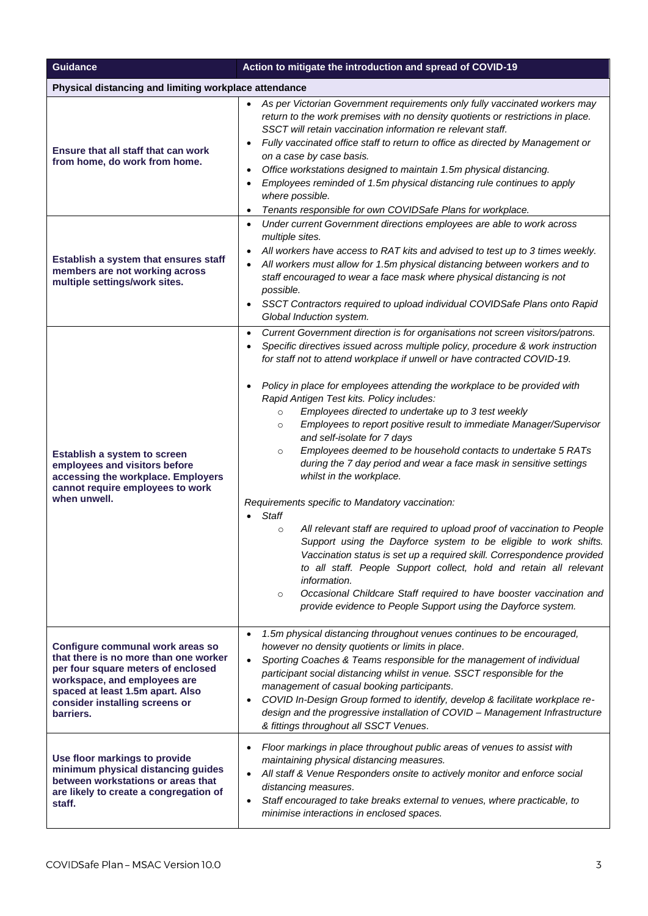| Guidance | Action to mitigate the introduction and spread of COVID-19 |
|---|---|
| **Physical distancing and limiting workplace attendance** | |
| **Ensure that all staff that can work from home, do work from home.** | • *As per Victorian Government requirements only fully vaccinated workers may return to the work premises with no density quotients or restrictions in place. SSCT will retain vaccination information re relevant staff.*<br>• *Fully vaccinated office staff to return to office as directed by Management or on a case by case basis.*<br>• *Office workstations designed to maintain 1.5m physical distancing.*<br>• *Employees reminded of 1.5m physical distancing rule continues to apply where possible.*<br>• *Tenants responsible for own COVIDSafe Plans for workplace.* |
| **Establish a system that ensures staff members are not working across multiple settings/work sites.** | • *Under current Government directions employees are able to work across multiple sites.*<br>• *All workers have access to RAT kits and advised to test up to 3 times weekly.*<br>• *All workers must allow for 1.5m physical distancing between workers and to staff encouraged to wear a face mask where physical distancing is not possible.*<br>• *SSCT Contractors required to upload individual COVIDSafe Plans onto Rapid Global Induction system.* |
| **Establish a system to screen employees and visitors before accessing the workplace. Employers cannot require employees to work when unwell.** | • *Current Government direction is for organisations not screen visitors/patrons.*<br>• *Specific directives issued across multiple policy, procedure & work instruction for staff not to attend workplace if unwell or have contracted COVID-19.*<br><br>• *Policy in place for employees attending the workplace to be provided with Rapid Antigen Test kits. Policy includes:*<br>&nbsp;&nbsp;&nbsp;&nbsp;○ *Employees directed to undertake up to 3 test weekly*<br>&nbsp;&nbsp;&nbsp;&nbsp;○ *Employees to report positive result to immediate Manager/Supervisor and self-isolate for 7 days*<br>&nbsp;&nbsp;&nbsp;&nbsp;○ *Employees deemed to be household contacts to undertake 5 RATs during the 7 day period and wear a face mask in sensitive settings whilst in the workplace.*<br><br>*Requirements specific to Mandatory vaccination:*<br>• *Staff*<br>&nbsp;&nbsp;&nbsp;&nbsp;○ *All relevant staff are required to upload proof of vaccination to People Support using the Dayforce system to be eligible to work shifts. Vaccination status is set up a required skill. Correspondence provided to all staff. People Support collect, hold and retain all relevant information.*<br>&nbsp;&nbsp;&nbsp;&nbsp;○ *Occasional Childcare Staff required to have booster vaccination and provide evidence to People Support using the Dayforce system.* |
| **Configure communal work areas so that there is no more than one worker per four square meters of enclosed workspace, and employees are spaced at least 1.5m apart. Also consider installing screens or barriers.** | • *1.5m physical distancing throughout venues continues to be encouraged, however no density quotients or limits in place.*<br>• *Sporting Coaches & Teams responsible for the management of individual participant social distancing whilst in venue. SSCT responsible for the management of casual booking participants.*<br>• *COVID In-Design Group formed to identify, develop & facilitate workplace re-design and the progressive installation of COVID – Management Infrastructure & fittings throughout all SSCT Venues.* |
| **Use floor markings to provide minimum physical distancing guides between workstations or areas that are likely to create a congregation of staff.** | • *Floor markings in place throughout public areas of venues to assist with maintaining physical distancing measures.*<br>• *All staff & Venue Responders onsite to actively monitor and enforce social distancing measures.*<br>• *Staff encouraged to take breaks external to venues, where practicable, to minimise interactions in enclosed spaces.* |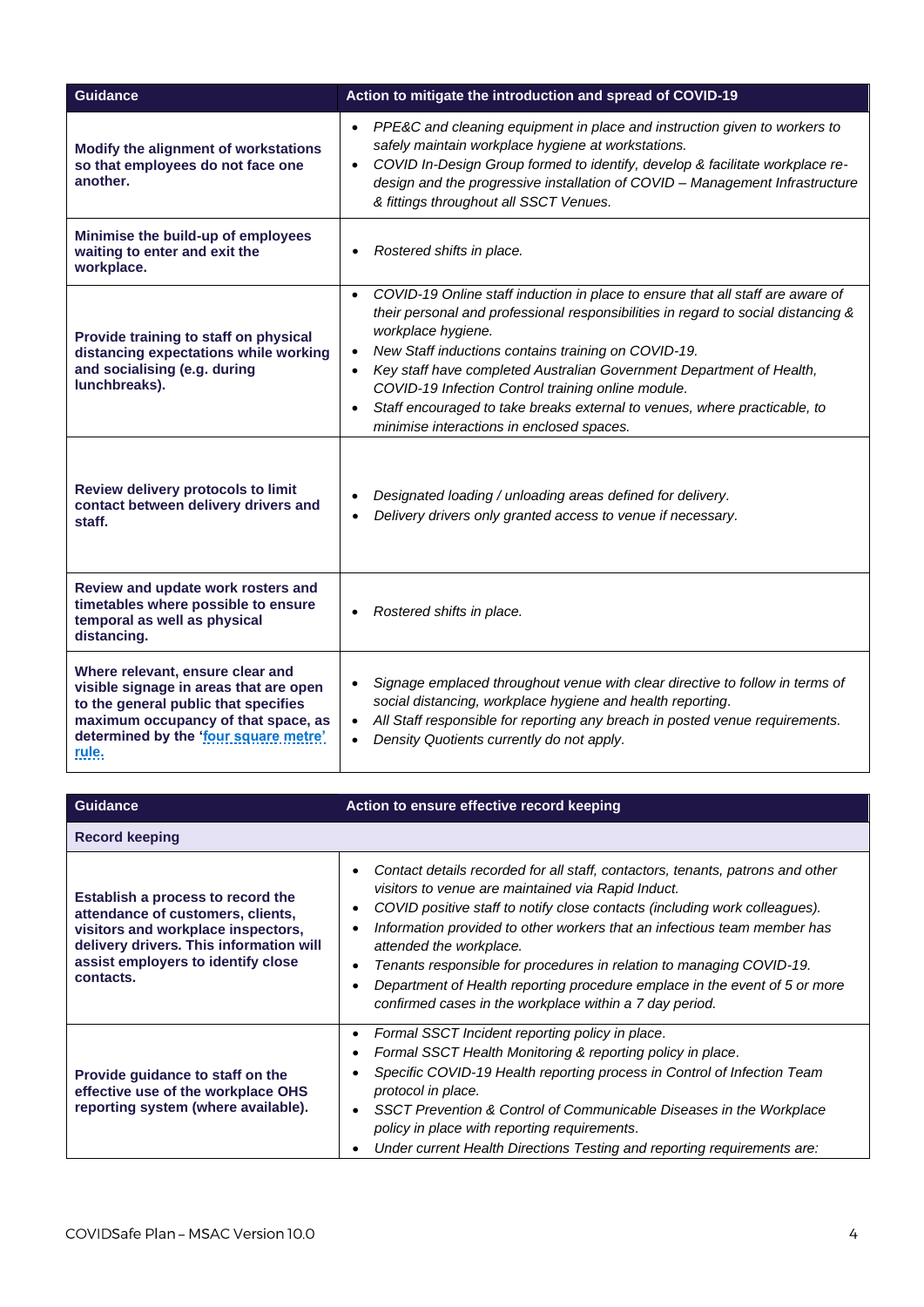| Guidance | Action to mitigate the introduction and spread of COVID-19 |
|---|---|
| **Modify the alignment of workstations so that employees do not face one another.** | • *PPE&C and cleaning equipment in place and instruction given to workers to safely maintain workplace hygiene at workstations.*<br>• *COVID In-Design Group formed to identify, develop & facilitate workplace re-design and the progressive installation of COVID – Management Infrastructure & fittings throughout all SSCT Venues.* |
| **Minimise the build-up of employees waiting to enter and exit the workplace.** | • *Rostered shifts in place.* |
| **Provide training to staff on physical distancing expectations while working and socialising (e.g. during lunchbreaks).** | • *COVID-19 Online staff induction in place to ensure that all staff are aware of their personal and professional responsibilities in regard to social distancing & workplace hygiene.*<br>• *New Staff inductions contains training on COVID-19.*<br>• *Key staff have completed Australian Government Department of Health, COVID-19 Infection Control training online module.*<br>• *Staff encouraged to take breaks external to venues, where practicable, to minimise interactions in enclosed spaces.* |
| **Review delivery protocols to limit contact between delivery drivers and staff.** | • *Designated loading / unloading areas defined for delivery.*<br>• *Delivery drivers only granted access to venue if necessary.* |
| **Review and update work rosters and timetables where possible to ensure temporal as well as physical distancing.** | • *Rostered shifts in place.* |
| **Where relevant, ensure clear and visible signage in areas that are open to the general public that specifies maximum occupancy of that space, as determined by the 'four square metre' rule.** | • *Signage emplaced throughout venue with clear directive to follow in terms of social distancing, workplace hygiene and health reporting.*<br>• *All Staff responsible for reporting any breach in posted venue requirements.*<br>• *Density Quotients currently do not apply.* |

| Guidance | Action to ensure effective record keeping |
|---|---|
| **Record keeping** | |
| **Establish a process to record the attendance of customers, clients, visitors and workplace inspectors, delivery drivers. This information will assist employers to identify close contacts.** | • *Contact details recorded for all staff, contactors, tenants, patrons and other visitors to venue are maintained via Rapid Induct.*<br>• *COVID positive staff to notify close contacts (including work colleagues).*<br>• *Information provided to other workers that an infectious team member has attended the workplace.*<br>• *Tenants responsible for procedures in relation to managing COVID-19.*<br>• *Department of Health reporting procedure emplace in the event of 5 or more confirmed cases in the workplace within a 7 day period.* |
| **Provide guidance to staff on the effective use of the workplace OHS reporting system (where available).** | • *Formal SSCT Incident reporting policy in place.*<br>• *Formal SSCT Health Monitoring & reporting policy in place.*<br>• *Specific COVID-19 Health reporting process in Control of Infection Team protocol in place.*<br>• *SSCT Prevention & Control of Communicable Diseases in the Workplace policy in place with reporting requirements.*<br>• *Under current Health Directions Testing and reporting requirements are:* |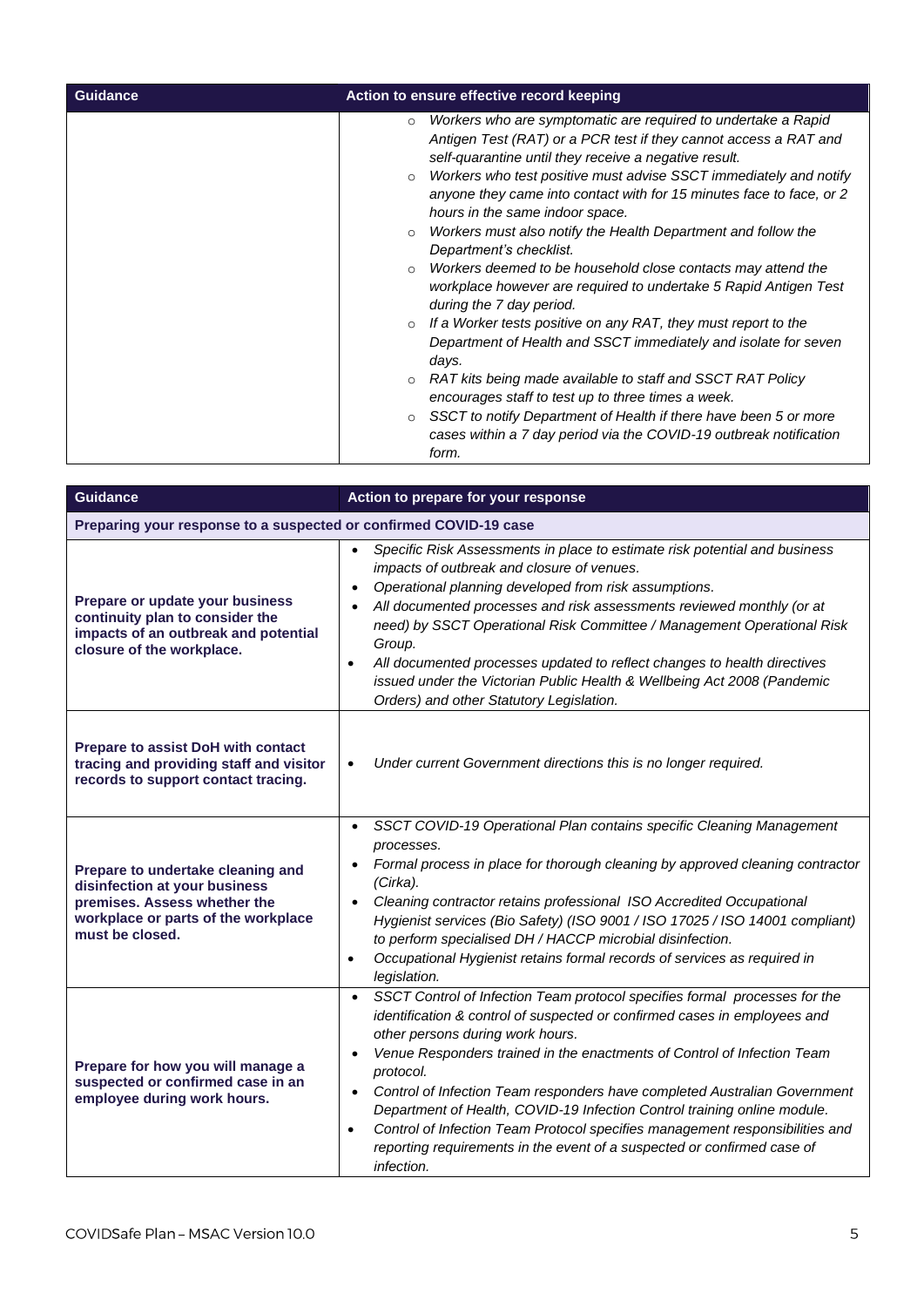| Guidance | Action to ensure effective record keeping |
|---|---|
| | ◦ *Workers who are symptomatic are required to undertake a Rapid Antigen Test (RAT) or a PCR test if they cannot access a RAT and self-quarantine until they receive a negative result.*<br>◦ *Workers who test positive must advise SSCT immediately and notify anyone they came into contact with for 15 minutes face to face, or 2 hours in the same indoor space.*<br>◦ *Workers must also notify the Health Department and follow the Department's checklist.*<br>◦ *Workers deemed to be household close contacts may attend the workplace however are required to undertake 5 Rapid Antigen Test during the 7 day period.*<br>◦ *If a Worker tests positive on any RAT, they must report to the Department of Health and SSCT immediately and isolate for seven days.*<br>◦ *RAT kits being made available to staff and SSCT RAT Policy encourages staff to test up to three times a week.*<br>◦ *SSCT to notify Department of Health if there have been 5 or more cases within a 7 day period via the COVID-19 outbreak notification form.* |

| Guidance | Action to prepare for your response |
|---|---|
| **Preparing your response to a suspected or confirmed COVID-19 case** | |
| **Prepare or update your business continuity plan to consider the impacts of an outbreak and potential closure of the workplace.** | • *Specific Risk Assessments in place to estimate risk potential and business impacts of outbreak and closure of venues.*<br>• *Operational planning developed from risk assumptions.*<br>• *All documented processes and risk assessments reviewed monthly (or at need) by SSCT Operational Risk Committee / Management Operational Risk Group.*<br>• *All documented processes updated to reflect changes to health directives issued under the Victorian Public Health & Wellbeing Act 2008 (Pandemic Orders) and other Statutory Legislation.* |
| **Prepare to assist DoH with contact tracing and providing staff and visitor records to support contact tracing.** | • *Under current Government directions this is no longer required.* |
| **Prepare to undertake cleaning and disinfection at your business premises. Assess whether the workplace or parts of the workplace must be closed.** | • *SSCT COVID-19 Operational Plan contains specific Cleaning Management processes.*<br>• *Formal process in place for thorough cleaning by approved cleaning contractor (Cirka).*<br>• *Cleaning contractor retains professional ISO Accredited Occupational Hygienist services (Bio Safety) (ISO 9001 / ISO 17025 / ISO 14001 compliant) to perform specialised DH / HACCP microbial disinfection.*<br>• *Occupational Hygienist retains formal records of services as required in legislation.* |
| **Prepare for how you will manage a suspected or confirmed case in an employee during work hours.** | • *SSCT Control of Infection Team protocol specifies formal processes for the identification & control of suspected or confirmed cases in employees and other persons during work hours.*<br>• *Venue Responders trained in the enactments of Control of Infection Team protocol.*<br>• *Control of Infection Team responders have completed Australian Government Department of Health, COVID-19 Infection Control training online module.*<br>• *Control of Infection Team Protocol specifies management responsibilities and reporting requirements in the event of a suspected or confirmed case of infection.* |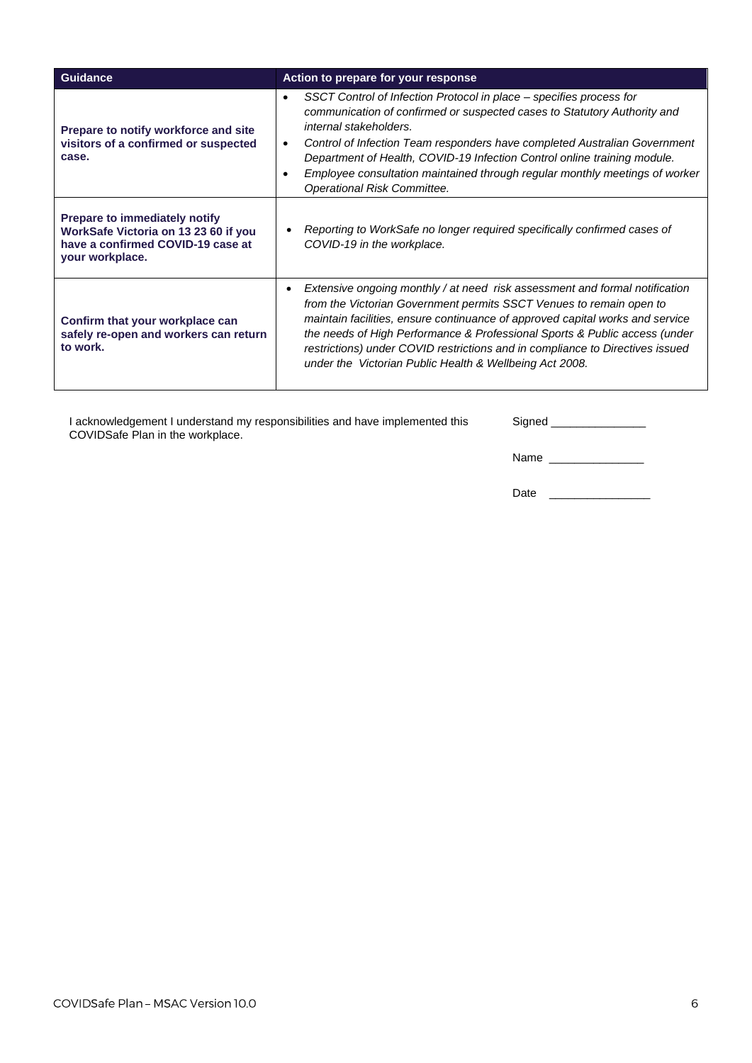| Guidance | Action to prepare for your response |
| --- | --- |
| **Prepare to notify workforce and site visitors of a confirmed or suspected case.** | • *SSCT Control of Infection Protocol in place – specifies process for communication of confirmed or suspected cases to Statutory Authority and internal stakeholders.*<br>• *Control of Infection Team responders have completed Australian Government Department of Health, COVID-19 Infection Control online training module.*<br>• *Employee consultation maintained through regular monthly meetings of worker Operational Risk Committee.* |
| **Prepare to immediately notify WorkSafe Victoria on 13 23 60 if you have a confirmed COVID-19 case at your workplace.** | • *Reporting to WorkSafe no longer required specifically confirmed cases of COVID-19 in the workplace.* |
| **Confirm that your workplace can safely re-open and workers can return to work.** | • *Extensive ongoing monthly / at need risk assessment and formal notification from the Victorian Government permits SSCT Venues to remain open to maintain facilities, ensure continuance of approved capital works and service the needs of High Performance & Professional Sports & Public access (under restrictions) under COVID restrictions and in compliance to Directives issued under the Victorian Public Health & Wellbeing Act 2008.* |

I acknowledgement I understand my responsibilities and have implemented this COVIDSafe Plan in the workplace.

Signed _______________

Name _______________

Date _______________